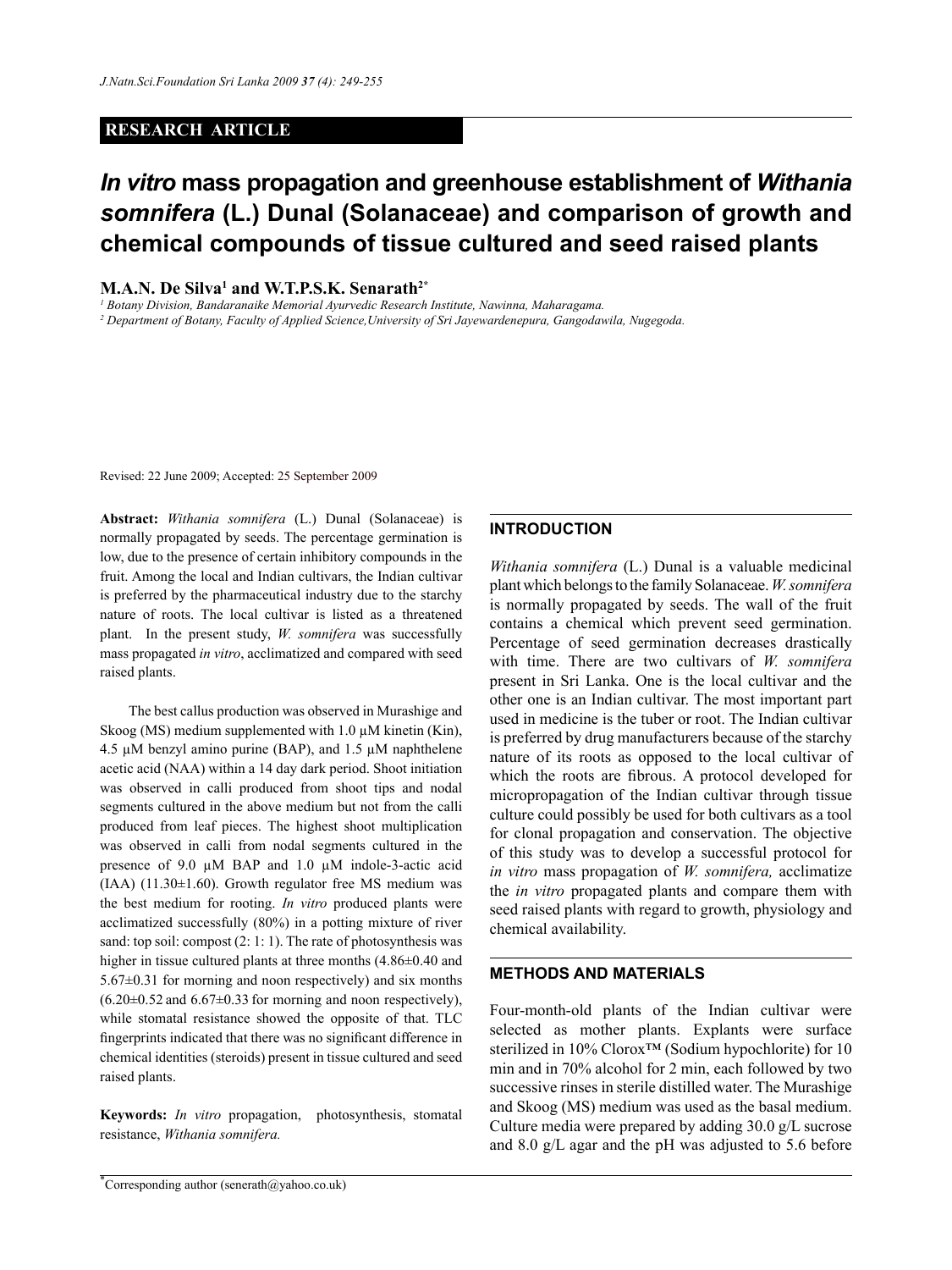**RESEARCH ARTICLE**

# *In vitro* mass propagation and greenhouse establishment of *Withania somnifera* (L.) Dunal (Solanaceae) and comparison of growth and chemical compounds of tissue cultured and seed raised plants

**M.A.N. De Silva**[1] **and W.T.P.S.K. Senarath**[2*]

[1] *Botany Division, Bandaranaike Memorial Ayurvedic Research Institute, Nawinna, Maharagama.*

[2] *Department of Botany, Faculty of Applied Science,University of Sri Jayewardenepura, Gangodawila, Nugegoda.*

Revised: 22 June 2009; Accepted: 25 September 2009

**Abstract:** *Withania somnifera* (L.) Dunal (Solanaceae) is normally propagated by seeds. The percentage germination is low, due to the presence of certain inhibitory compounds in the fruit. Among the local and Indian cultivars, the Indian cultivar is preferred by the pharmaceutical industry due to the starchy nature of roots. The local cultivar is listed as a threatened plant. In the present study, *W. somnifera* was successfully mass propagated *in vitro*, acclimatized and compared with seed raised plants.

The best callus production was observed in Murashige and Skoog (MS) medium supplemented with 1.0 µM kinetin (Kin), 4.5 µM benzyl amino purine (BAP), and 1.5 µM naphthelene acetic acid (NAA) within a 14 day dark period. Shoot initiation was observed in calli produced from shoot tips and nodal segments cultured in the above medium but not from the calli produced from leaf pieces. The highest shoot multiplication was observed in calli from nodal segments cultured in the presence of 9.0 µM BAP and 1.0 µM indole-3-actic acid (IAA) (11.30±1.60). Growth regulator free MS medium was the best medium for rooting. *In vitro* produced plants were acclimatized successfully (80%) in a potting mixture of river sand: top soil: compost (2: 1: 1). The rate of photosynthesis was higher in tissue cultured plants at three months (4.86±0.40 and 5.67±0.31 for morning and noon respectively) and six months (6.20±0.52 and 6.67±0.33 for morning and noon respectively), while stomatal resistance showed the opposite of that. TLC fingerprints indicated that there was no significant difference in chemical identities (steroids) present in tissue cultured and seed raised plants.

**Keywords:** *In vitro* propagation, photosynthesis, stomatal resistance, *Withania somnifera.*

## INTRODUCTION

*Withania somnifera* (L.) Dunal is a valuable medicinal plant which belongs to the family Solanaceae. *W. somnifera* is normally propagated by seeds. The wall of the fruit contains a chemical which prevent seed germination. Percentage of seed germination decreases drastically with time. There are two cultivars of *W. somnifera* present in Sri Lanka. One is the local cultivar and the other one is an Indian cultivar. The most important part used in medicine is the tuber or root. The Indian cultivar is preferred by drug manufacturers because of the starchy nature of its roots as opposed to the local cultivar of which the roots are fibrous. A protocol developed for micropropagation of the Indian cultivar through tissue culture could possibly be used for both cultivars as a tool for clonal propagation and conservation. The objective of this study was to develop a successful protocol for *in vitro* mass propagation of *W. somnifera,* acclimatize the *in vitro* propagated plants and compare them with seed raised plants with regard to growth, physiology and chemical availability.

## METHODS AND MATERIALS

Four-month-old plants of the Indian cultivar were selected as mother plants. Explants were surface sterilized in 10% Clorox™ (Sodium hypochlorite) for 10 min and in 70% alcohol for 2 min, each followed by two successive rinses in sterile distilled water. The Murashige and Skoog (MS) medium was used as the basal medium. Culture media were prepared by adding 30.0 g/L sucrose and 8.0 g/L agar and the pH was adjusted to 5.6 before

[*]Corresponding author (senerath@yahoo.co.uk)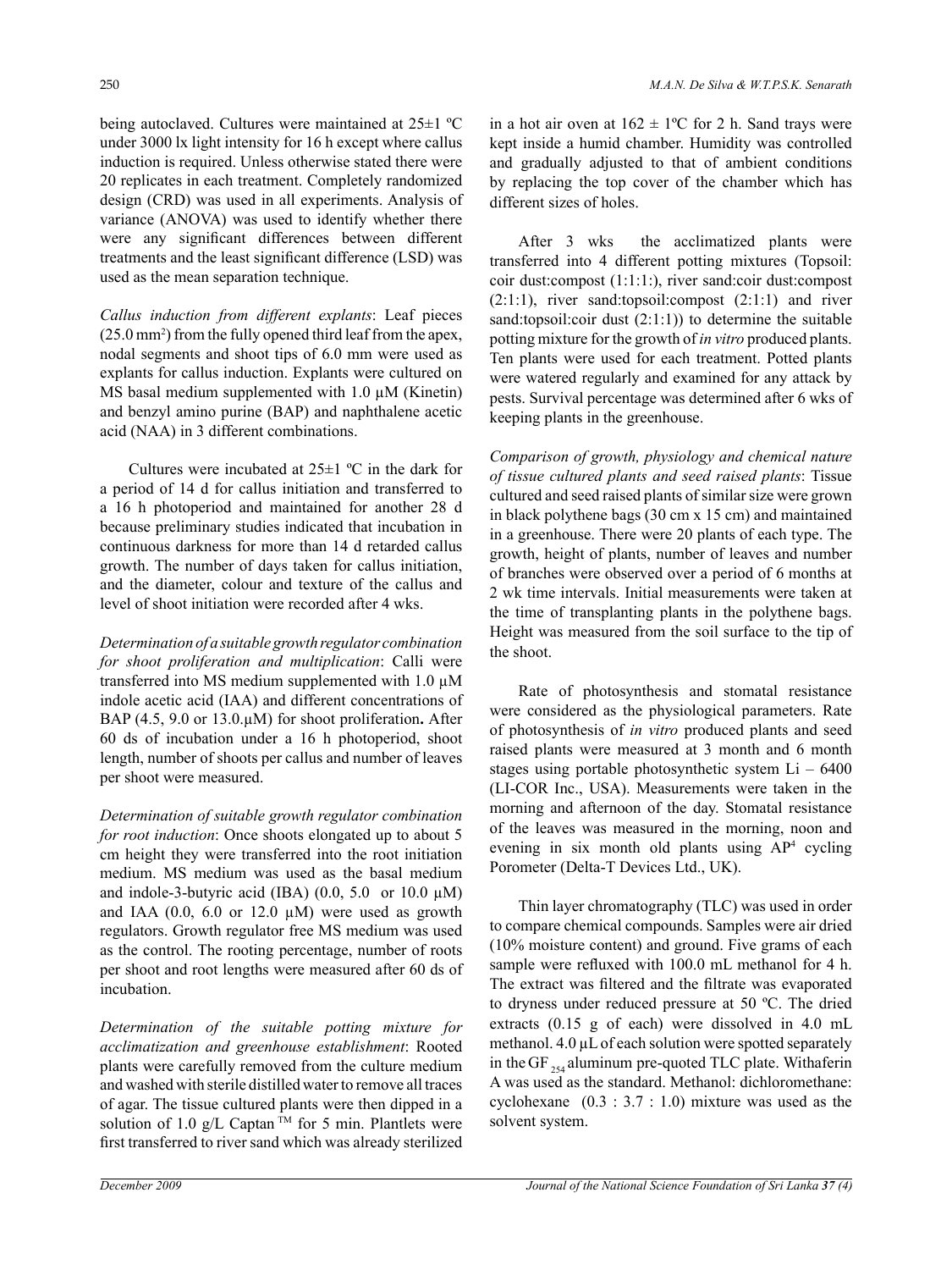being autoclaved. Cultures were maintained at 25±1 ºC under 3000 lx light intensity for 16 h except where callus induction is required. Unless otherwise stated there were 20 replicates in each treatment. Completely randomized design (CRD) was used in all experiments. Analysis of variance (ANOVA) was used to identify whether there were any significant differences between different treatments and the least significant difference (LSD) was used as the mean separation technique.

*Callus induction from different explants*: Leaf pieces (25.0 mm$^2$) from the fully opened third leaf from the apex, nodal segments and shoot tips of 6.0 mm were used as explants for callus induction. Explants were cultured on MS basal medium supplemented with 1.0 µM (Kinetin) and benzyl amino purine (BAP) and naphthalene acetic acid (NAA) in 3 different combinations.

Cultures were incubated at 25±1 ºC in the dark for a period of 14 d for callus initiation and transferred to a 16 h photoperiod and maintained for another 28 d because preliminary studies indicated that incubation in continuous darkness for more than 14 d retarded callus growth. The number of days taken for callus initiation, and the diameter, colour and texture of the callus and level of shoot initiation were recorded after 4 wks.

*Determination of a suitable growth regulator combination for shoot proliferation and multiplication*: Calli were transferred into MS medium supplemented with 1.0 µM indole acetic acid (IAA) and different concentrations of BAP (4.5, 9.0 or 13.0.µM) for shoot proliferation**.** After 60 ds of incubation under a 16 h photoperiod, shoot length, number of shoots per callus and number of leaves per shoot were measured.

*Determination of suitable growth regulator combination for root induction*: Once shoots elongated up to about 5 cm height they were transferred into the root initiation medium. MS medium was used as the basal medium and indole-3-butyric acid (IBA) (0.0, 5.0 or 10.0 µM) and IAA (0.0, 6.0 or 12.0 µM) were used as growth regulators. Growth regulator free MS medium was used as the control. The rooting percentage, number of roots per shoot and root lengths were measured after 60 ds of incubation.

*Determination of the suitable potting mixture for acclimatization and greenhouse establishment*: Rooted plants were carefully removed from the culture medium and washed with sterile distilled water to remove all traces of agar. The tissue cultured plants were then dipped in a solution of 1.0 g/L Captan ™ for 5 min. Plantlets were first transferred to river sand which was already sterilized in a hot air oven at 162 ± 1ºC for 2 h. Sand trays were kept inside a humid chamber. Humidity was controlled and gradually adjusted to that of ambient conditions by replacing the top cover of the chamber which has different sizes of holes.

After 3 wks the acclimatized plants were transferred into 4 different potting mixtures (Topsoil: coir dust:compost (1:1:1:), river sand:coir dust:compost (2:1:1), river sand:topsoil:compost (2:1:1) and river sand:topsoil:coir dust (2:1:1)) to determine the suitable potting mixture for the growth of *in vitro* produced plants. Ten plants were used for each treatment. Potted plants were watered regularly and examined for any attack by pests. Survival percentage was determined after 6 wks of keeping plants in the greenhouse.

*Comparison of growth, physiology and chemical nature of tissue cultured plants and seed raised plants*: Tissue cultured and seed raised plants of similar size were grown in black polythene bags (30 cm x 15 cm) and maintained in a greenhouse. There were 20 plants of each type. The growth, height of plants, number of leaves and number of branches were observed over a period of 6 months at 2 wk time intervals. Initial measurements were taken at the time of transplanting plants in the polythene bags. Height was measured from the soil surface to the tip of the shoot.

Rate of photosynthesis and stomatal resistance were considered as the physiological parameters. Rate of photosynthesis of *in vitro* produced plants and seed raised plants were measured at 3 month and 6 month stages using portable photosynthetic system Li – 6400 (LI-COR Inc., USA). Measurements were taken in the morning and afternoon of the day. Stomatal resistance of the leaves was measured in the morning, noon and evening in six month old plants using AP$^4$ cycling Porometer (Delta-T Devices Ltd., UK).

Thin layer chromatography (TLC) was used in order to compare chemical compounds. Samples were air dried (10% moisture content) and ground. Five grams of each sample were refluxed with 100.0 mL methanol for 4 h. The extract was filtered and the filtrate was evaporated to dryness under reduced pressure at 50 ºC. The dried extracts (0.15 g of each) were dissolved in 4.0 mL methanol. 4.0 µL of each solution were spotted separately in the $GF_{254}$ aluminum pre-quoted TLC plate. Withaferin A was used as the standard. Methanol: dichloromethane: cyclohexane (0.3 : 3.7 : 1.0) mixture was used as the solvent system.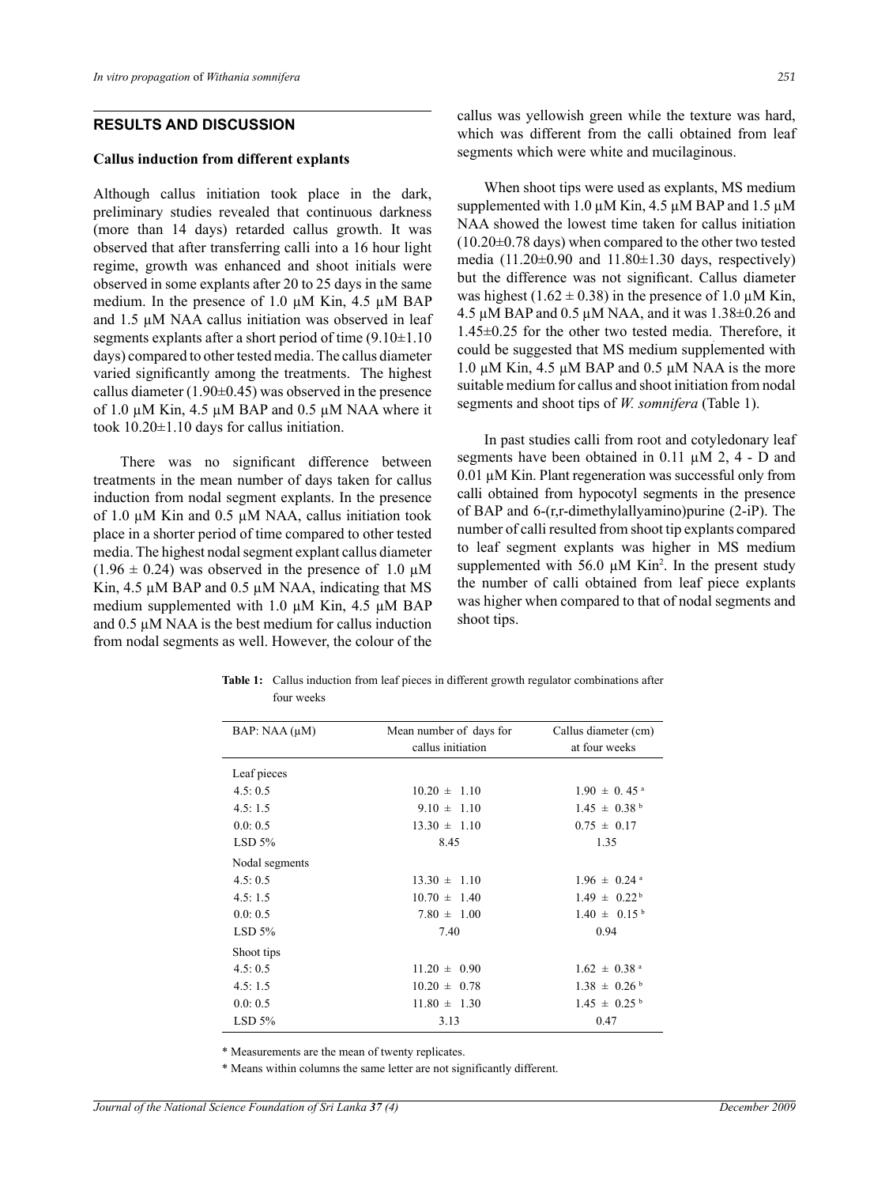## RESULTS AND DISCUSSION

### Callus induction from different explants

Although callus initiation took place in the dark, preliminary studies revealed that continuous darkness (more than 14 days) retarded callus growth. It was observed that after transferring calli into a 16 hour light regime, growth was enhanced and shoot initials were observed in some explants after 20 to 25 days in the same medium. In the presence of 1.0 µM Kin, 4.5 µM BAP and 1.5 µM NAA callus initiation was observed in leaf segments explants after a short period of time (9.10±1.10 days) compared to other tested media. The callus diameter varied significantly among the treatments. The highest callus diameter (1.90±0.45) was observed in the presence of 1.0 µM Kin, 4.5 µM BAP and 0.5 µM NAA where it took 10.20±1.10 days for callus initiation.

There was no significant difference between treatments in the mean number of days taken for callus induction from nodal segment explants. In the presence of 1.0 µM Kin and 0.5 µM NAA, callus initiation took place in a shorter period of time compared to other tested media. The highest nodal segment explant callus diameter (1.96 ± 0.24) was observed in the presence of 1.0 µM Kin, 4.5 µM BAP and 0.5 µM NAA, indicating that MS medium supplemented with 1.0 µM Kin, 4.5 µM BAP and 0.5 µM NAA is the best medium for callus induction from nodal segments as well. However, the colour of the callus was yellowish green while the texture was hard, which was different from the calli obtained from leaf segments which were white and mucilaginous.

When shoot tips were used as explants, MS medium supplemented with 1.0 µM Kin, 4.5 µM BAP and 1.5 µM NAA showed the lowest time taken for callus initiation (10.20±0.78 days) when compared to the other two tested media (11.20±0.90 and 11.80±1.30 days, respectively) but the difference was not significant. Callus diameter was highest (1.62 ± 0.38) in the presence of 1.0 µM Kin, 4.5 µM BAP and 0.5 µM NAA, and it was 1.38±0.26 and 1.45±0.25 for the other two tested media. Therefore, it could be suggested that MS medium supplemented with 1.0 µM Kin, 4.5 µM BAP and 0.5 µM NAA is the more suitable medium for callus and shoot initiation from nodal segments and shoot tips of *W. somnifera* (Table 1).

In past studies calli from root and cotyledonary leaf segments have been obtained in 0.11 µM 2, 4 - D and 0.01 µM Kin. Plant regeneration was successful only from calli obtained from hypocotyl segments in the presence of BAP and 6-(r,r-dimethylallyamino)purine (2-iP). The number of calli resulted from shoot tip explants compared to leaf segment explants was higher in MS medium supplemented with 56.0 µM Kin[2]. In the present study the number of calli obtained from leaf piece explants was higher when compared to that of nodal segments and shoot tips.

**Table 1:** Callus induction from leaf pieces in different growth regulator combinations after four weeks

| BAP: NAA (µM) | Mean number of days for callus initiation | Callus diameter (cm) at four weeks |
|---|---|---|
| Leaf pieces | | |
| 4.5: 0.5 | 10.20 ± 1.10 | 1.90 ± 0. 45 [a] |
| 4.5: 1.5 | 9.10 ± 1.10 | 1.45 ± 0.38 [b] |
| 0.0: 0.5 | 13.30 ± 1.10 | 0.75 ± 0.17 |
| LSD 5% | 8.45 | 1.35 |
| Nodal segments | | |
| 4.5: 0.5 | 13.30 ± 1.10 | 1.96 ± 0.24 [a] |
| 4.5: 1.5 | 10.70 ± 1.40 | 1.49 ± 0.22 [b] |
| 0.0: 0.5 | 7.80 ± 1.00 | 1.40 ± 0.15 [b] |
| LSD 5% | 7.40 | 0.94 |
| Shoot tips | | |
| 4.5: 0.5 | 11.20 ± 0.90 | 1.62 ± 0.38 [a] |
| 4.5: 1.5 | 10.20 ± 0.78 | 1.38 ± 0.26 [b] |
| 0.0: 0.5 | 11.80 ± 1.30 | 1.45 ± 0.25 [b] |
| LSD 5% | 3.13 | 0.47 |

\* Measurements are the mean of twenty replicates.

\* Means within columns the same letter are not significantly different.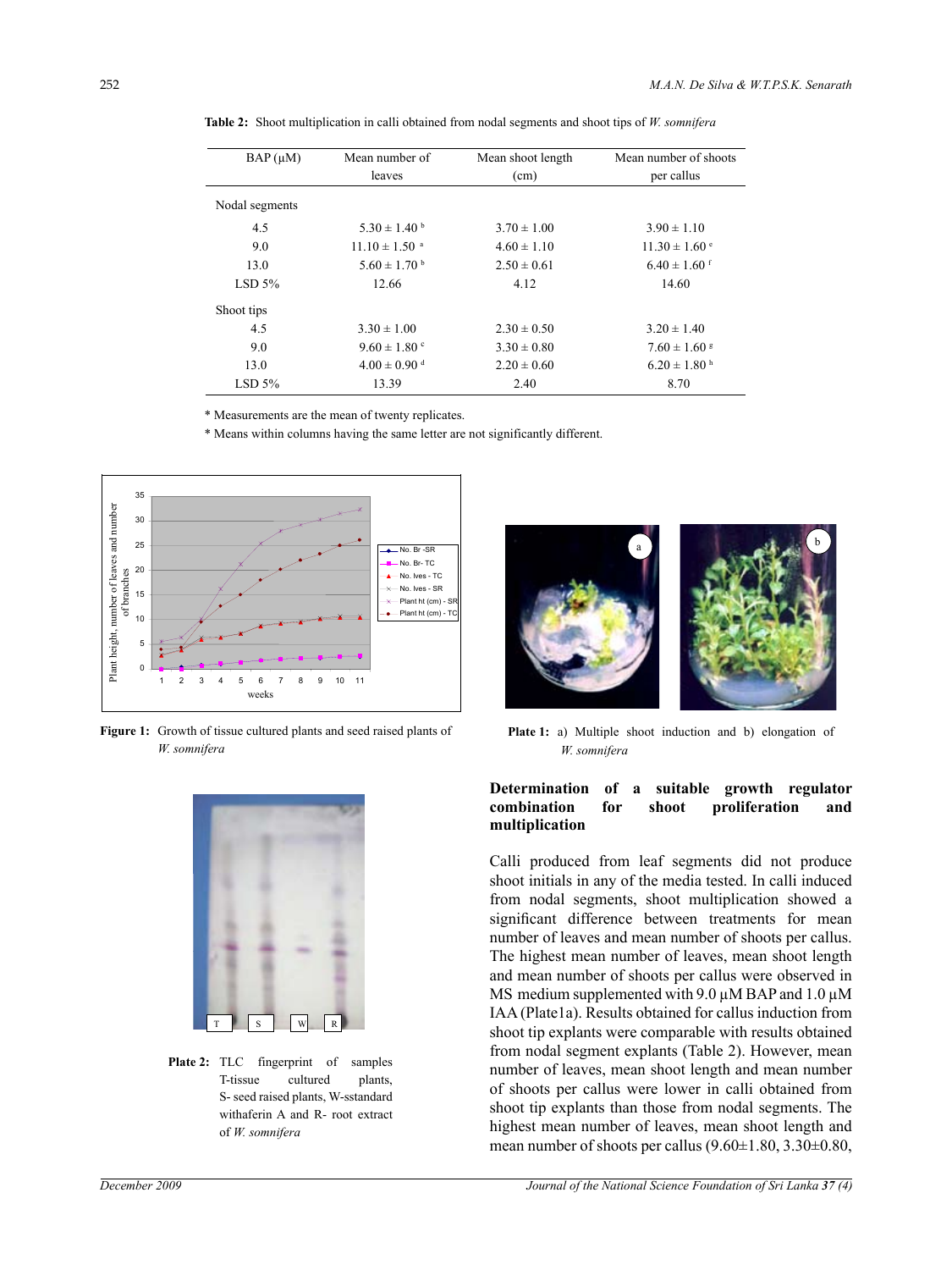**Table 2:** Shoot multiplication in calli obtained from nodal segments and shoot tips of *W. somnifera*

| BAP (µM) | Mean number of leaves | Mean shoot length (cm) | Mean number of shoots per callus |
|---|---|---|---|
| Nodal segments | | | |
| 4.5 | 5.30 ± 1.40 [b] | 3.70 ± 1.00 | 3.90 ± 1.10 |
| 9.0 | 11.10 ± 1.50 [a] | 4.60 ± 1.10 | 11.30 ± 1.60 [e] |
| 13.0 | 5.60 ± 1.70 [b] | 2.50 ± 0.61 | 6.40 ± 1.60 [f] |
| LSD 5% | 12.66 | 4.12 | 14.60 |
| Shoot tips | | | |
| 4.5 | 3.30 ± 1.00 | 2.30 ± 0.50 | 3.20 ± 1.40 |
| 9.0 | 9.60 ± 1.80 [c] | 3.30 ± 0.80 | 7.60 ± 1.60 [g] |
| 13.0 | 4.00 ± 0.90 [d] | 2.20 ± 0.60 | 6.20 ± 1.80 [h] |
| LSD 5% | 13.39 | 2.40 | 8.70 |

* Measurements are the mean of twenty replicates.

* Means within columns having the same letter are not significantly different.

Plant height, number of leaves and number of branches

35
30
25
20
15
10
5
0

1 2 3 4 5 6 7 8 9 10 11

weeks

No. Br -SR
No. Br- TC
No. lves - TC
No. lves - SR
Plant ht (cm) - SR
Plant ht (cm) - TC

**Figure 1:** Growth of tissue cultured plants and seed raised plants of *W. somnifera*

a b

**Plate 1:** a) Multiple shoot induction and b) elongation of *W. somnifera*

T S W R

**Plate 2:** TLC fingerprint of samples T-tissue cultured plants, S- seed raised plants, W-sstandard withaferin A and R- root extract of *W. somnifera*

### Determination of a suitable growth regulator combination for shoot proliferation and multiplication

Calli produced from leaf segments did not produce shoot initials in any of the media tested. In calli induced from nodal segments, shoot multiplication showed a significant difference between treatments for mean number of leaves and mean number of shoots per callus. The highest mean number of leaves, mean shoot length and mean number of shoots per callus were observed in MS medium supplemented with 9.0 µM BAP and 1.0 µM IAA (Plate1a). Results obtained for callus induction from shoot tip explants were comparable with results obtained from nodal segment explants (Table 2). However, mean number of leaves, mean shoot length and mean number of shoots per callus were lower in calli obtained from shoot tip explants than those from nodal segments. The highest mean number of leaves, mean shoot length and mean number of shoots per callus (9.60±1.80, 3.30±0.80,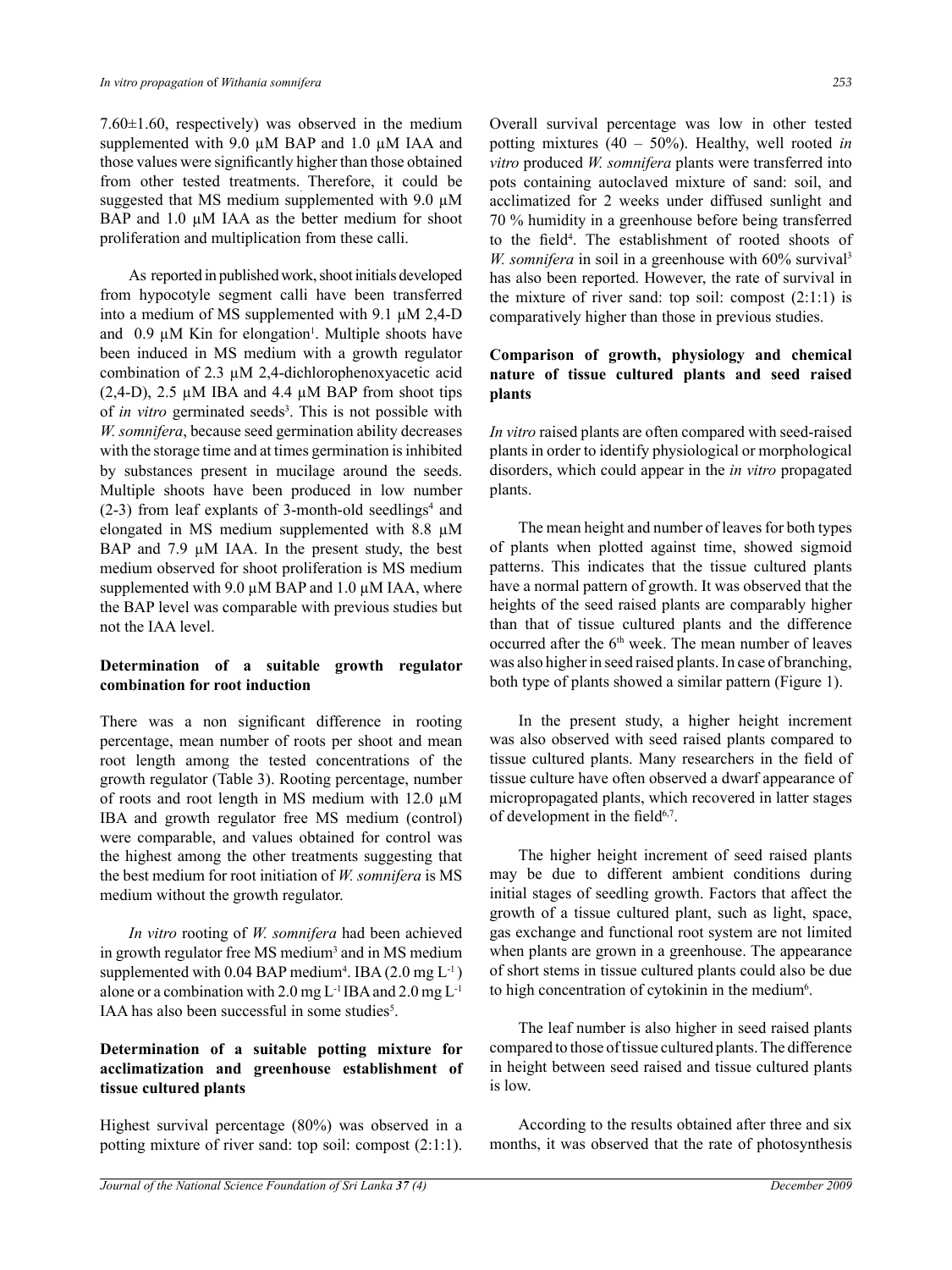7.60±1.60, respectively) was observed in the medium supplemented with 9.0 µM BAP and 1.0 µM IAA and those values were significantly higher than those obtained from other tested treatments. Therefore, it could be suggested that MS medium supplemented with 9.0 µM BAP and 1.0 µM IAA as the better medium for shoot proliferation and multiplication from these calli.

As reported in published work, shoot initials developed from hypocotyle segment calli have been transferred into a medium of MS supplemented with 9.1 µM 2,4-D and 0.9 µM Kin for elongation[1]. Multiple shoots have been induced in MS medium with a growth regulator combination of 2.3 µM 2,4-dichlorophenoxyacetic acid (2,4-D), 2.5 µM IBA and 4.4 µM BAP from shoot tips of *in vitro* germinated seeds[3]. This is not possible with *W. somnifera*, because seed germination ability decreases with the storage time and at times germination is inhibited by substances present in mucilage around the seeds. Multiple shoots have been produced in low number (2-3) from leaf explants of 3-month-old seedlings[4] and elongated in MS medium supplemented with 8.8 µM BAP and 7.9 µM IAA. In the present study, the best medium observed for shoot proliferation is MS medium supplemented with 9.0 µM BAP and 1.0 µM IAA, where the BAP level was comparable with previous studies but not the IAA level.

## Determination of a suitable growth regulator combination for root induction

There was a non significant difference in rooting percentage, mean number of roots per shoot and mean root length among the tested concentrations of the growth regulator (Table 3). Rooting percentage, number of roots and root length in MS medium with 12.0 µM IBA and growth regulator free MS medium (control) were comparable, and values obtained for control was the highest among the other treatments suggesting that the best medium for root initiation of *W. somnifera* is MS medium without the growth regulator.

*In vitro* rooting of *W. somnifera* had been achieved in growth regulator free MS medium[3] and in MS medium supplemented with 0.04 BAP medium[4]. IBA (2.0 mg $L^{-1}$) alone or a combination with 2.0 mg $L^{-1}$ IBA and 2.0 mg $L^{-1}$ IAA has also been successful in some studies[5].

## Determination of a suitable potting mixture for acclimatization and greenhouse establishment of tissue cultured plants

Highest survival percentage (80%) was observed in a potting mixture of river sand: top soil: compost (2:1:1). Overall survival percentage was low in other tested potting mixtures (40 – 50%). Healthy, well rooted *in vitro* produced *W. somnifera* plants were transferred into pots containing autoclaved mixture of sand: soil, and acclimatized for 2 weeks under diffused sunlight and 70 % humidity in a greenhouse before being transferred to the field[4]. The establishment of rooted shoots of *W. somnifera* in soil in a greenhouse with 60% survival[3] has also been reported. However, the rate of survival in the mixture of river sand: top soil: compost (2:1:1) is comparatively higher than those in previous studies.

## Comparison of growth, physiology and chemical nature of tissue cultured plants and seed raised plants

*In vitro* raised plants are often compared with seed-raised plants in order to identify physiological or morphological disorders, which could appear in the *in vitro* propagated plants.

The mean height and number of leaves for both types of plants when plotted against time, showed sigmoid patterns. This indicates that the tissue cultured plants have a normal pattern of growth. It was observed that the heights of the seed raised plants are comparably higher than that of tissue cultured plants and the difference occurred after the 6th week. The mean number of leaves was also higher in seed raised plants. In case of branching, both type of plants showed a similar pattern (Figure 1).

In the present study, a higher height increment was also observed with seed raised plants compared to tissue cultured plants. Many researchers in the field of tissue culture have often observed a dwarf appearance of micropropagated plants, which recovered in latter stages of development in the field[6,7].

The higher height increment of seed raised plants may be due to different ambient conditions during initial stages of seedling growth. Factors that affect the growth of a tissue cultured plant, such as light, space, gas exchange and functional root system are not limited when plants are grown in a greenhouse. The appearance of short stems in tissue cultured plants could also be due to high concentration of cytokinin in the medium[6].

The leaf number is also higher in seed raised plants compared to those of tissue cultured plants. The difference in height between seed raised and tissue cultured plants is low.

According to the results obtained after three and six months, it was observed that the rate of photosynthesis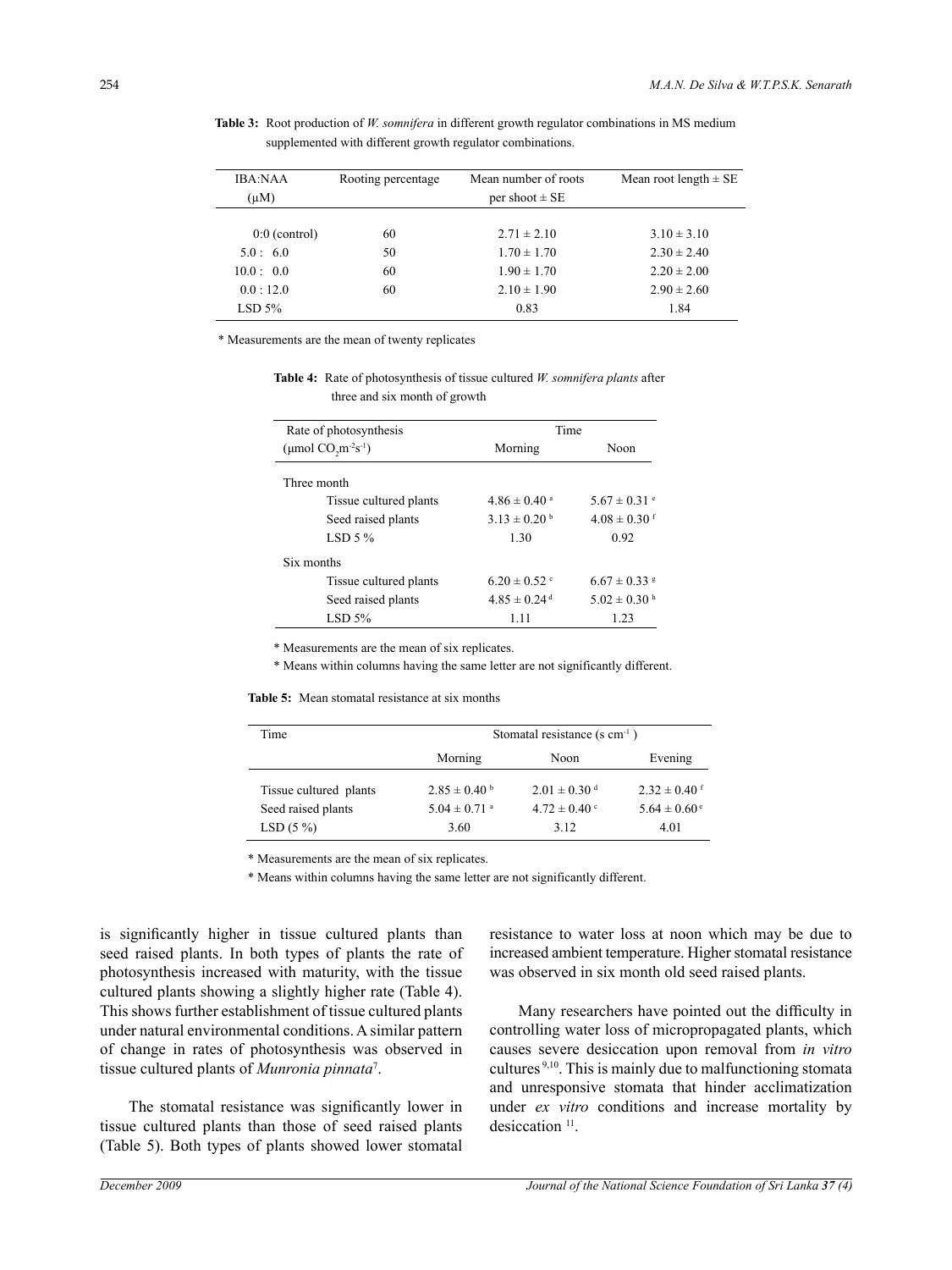**Table 3:** Root production of *W. somnifera* in different growth regulator combinations in MS medium supplemented with different growth regulator combinations.

| IBA:NAA (μM) | Rooting percentage | Mean number of roots per shoot ± SE | Mean root length ± SE |
|---|---|---|---|
| 0:0 (control) | 60 | 2.71 ± 2.10 | 3.10 ± 3.10 |
| 5.0 : 6.0 | 50 | 1.70 ± 1.70 | 2.30 ± 2.40 |
| 10.0 : 0.0 | 60 | 1.90 ± 1.70 | 2.20 ± 2.00 |
| 0.0 : 12.0 | 60 | 2.10 ± 1.90 | 2.90 ± 2.60 |
| LSD 5% | | 0.83 | 1.84 |

\* Measurements are the mean of twenty replicates

**Table 4:** Rate of photosynthesis of tissue cultured *W. somnifera plants* after three and six month of growth

| Rate of photosynthesis ($\mu$mol $CO_2 m^{-2} s^{-1}$) | Time | |
|---|---|---|
| | Morning | Noon |
| Three month | | |
| Tissue cultured plants | 4.86 ± 0.40 $^a$ | 5.67 ± 0.31 $^e$ |
| Seed raised plants | 3.13 ± 0.20 $^b$ | 4.08 ± 0.30 $^f$ |
| LSD 5 % | 1.30 | 0.92 |
| Six months | | |
| Tissue cultured plants | 6.20 ± 0.52 $^c$ | 6.67 ± 0.33 $^g$ |
| Seed raised plants | 4.85 ± 0.24 $^d$ | 5.02 ± 0.30 $^h$ |
| LSD 5% | 1.11 | 1.23 |

\* Measurements are the mean of six replicates.

\* Means within columns having the same letter are not significantly different.

**Table 5:** Mean stomatal resistance at six months

| Time | Stomatal resistance (s $cm^{-1}$) | | |
|---|---|---|---|
| | Morning | Noon | Evening |
| Tissue cultured plants | 2.85 ± 0.40 $^b$ | 2.01 ± 0.30 $^d$ | 2.32 ± 0.40 $^f$ |
| Seed raised plants | 5.04 ± 0.71 $^a$ | 4.72 ± 0.40 $^c$ | 5.64 ± 0.60 $^e$ |
| LSD (5 %) | 3.60 | 3.12 | 4.01 |

\* Measurements are the mean of six replicates.

\* Means within columns having the same letter are not significantly different.

is significantly higher in tissue cultured plants than seed raised plants. In both types of plants the rate of photosynthesis increased with maturity, with the tissue cultured plants showing a slightly higher rate (Table 4). This shows further establishment of tissue cultured plants under natural environmental conditions. A similar pattern of change in rates of photosynthesis was observed in tissue cultured plants of *Munronia pinnata*[7].

The stomatal resistance was significantly lower in tissue cultured plants than those of seed raised plants (Table 5). Both types of plants showed lower stomatal resistance to water loss at noon which may be due to increased ambient temperature. Higher stomatal resistance was observed in six month old seed raised plants.

Many researchers have pointed out the difficulty in controlling water loss of micropropagated plants, which causes severe desiccation upon removal from *in vitro* cultures [9,10]. This is mainly due to malfunctioning stomata and unresponsive stomata that hinder acclimatization under *ex vitro* conditions and increase mortality by desiccation [11].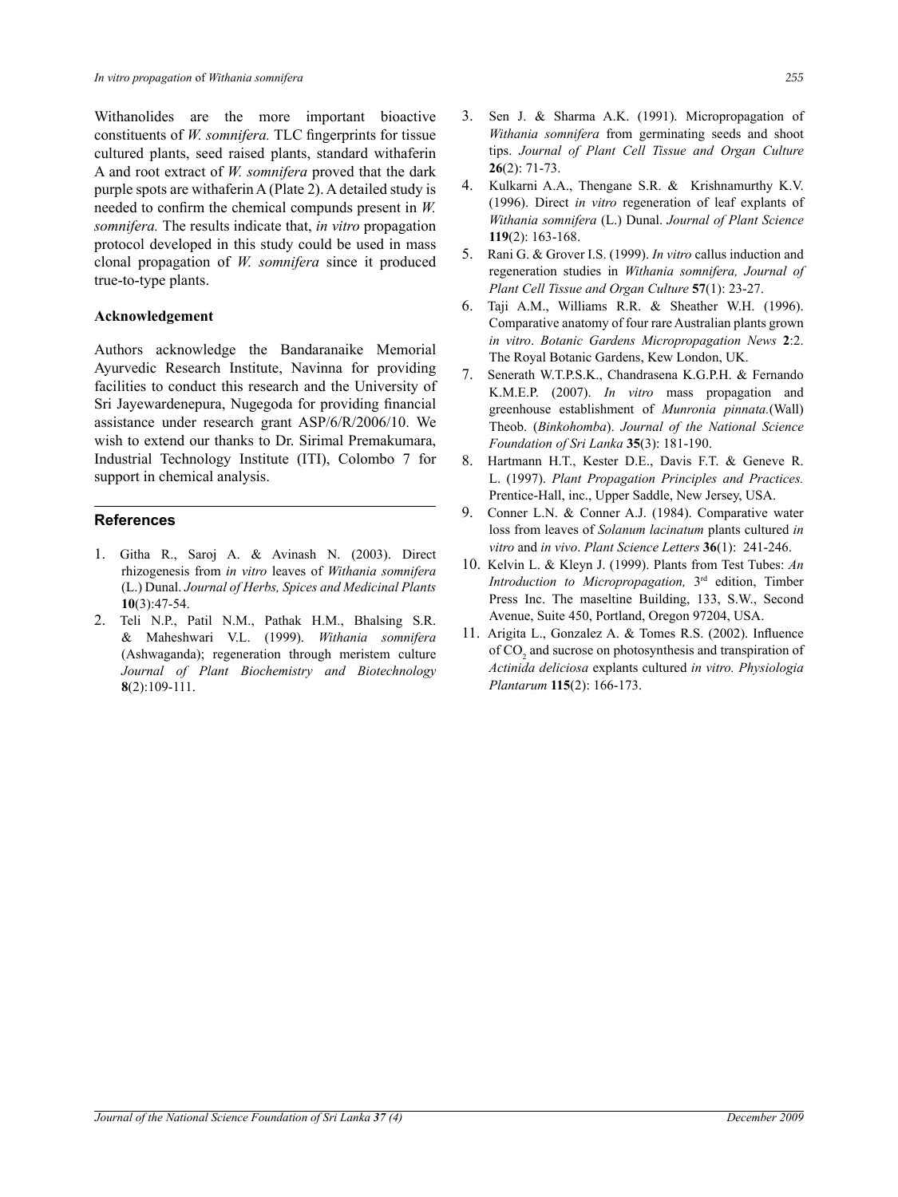Withanolides are the more important bioactive constituents of *W. somnifera.* TLC fingerprints for tissue cultured plants, seed raised plants, standard withaferin A and root extract of *W. somnifera* proved that the dark purple spots are withaferin A (Plate 2). A detailed study is needed to confirm the chemical compunds present in *W. somnifera.* The results indicate that, *in vitro* propagation protocol developed in this study could be used in mass clonal propagation of *W. somnifera* since it produced true-to-type plants.

### Acknowledgement

Authors acknowledge the Bandaranaike Memorial Ayurvedic Research Institute, Navinna for providing facilities to conduct this research and the University of Sri Jayewardenepura, Nugegoda for providing financial assistance under research grant ASP/6/R/2006/10. We wish to extend our thanks to Dr. Sirimal Premakumara, Industrial Technology Institute (ITI), Colombo 7 for support in chemical analysis.

## References

1. Githa R., Saroj A. & Avinash N. (2003). Direct rhizogenesis from *in vitro* leaves of *Withania somnifera* (L.) Dunal. *Journal of Herbs, Spices and Medicinal Plants* **10**(3):47-54.
2. Teli N.P., Patil N.M., Pathak H.M., Bhalsing S.R. & Maheshwari V.L. (1999). *Withania somnifera* (Ashwaganda); regeneration through meristem culture *Journal of Plant Biochemistry and Biotechnology* **8**(2):109-111.
3. Sen J. & Sharma A.K. (1991). Micropropagation of *Withania somnifera* from germinating seeds and shoot tips. *Journal of Plant Cell Tissue and Organ Culture* **26**(2): 71-73.
4. Kulkarni A.A., Thengane S.R. & Krishnamurthy K.V. (1996). Direct *in vitro* regeneration of leaf explants of *Withania somnifera* (L.) Dunal. *Journal of Plant Science* **119**(2): 163-168.
5. Rani G. & Grover I.S. (1999). *In vitro* callus induction and regeneration studies in *Withania somnifera, Journal of Plant Cell Tissue and Organ Culture* **57**(1): 23-27.
6. Taji A.M., Williams R.R. & Sheather W.H. (1996). Comparative anatomy of four rare Australian plants grown *in vitro*. *Botanic Gardens Micropropagation News* **2**:2. The Royal Botanic Gardens, Kew London, UK.
7. Senerath W.T.P.S.K., Chandrasena K.G.P.H. & Fernando K.M.E.P. (2007). *In vitro* mass propagation and greenhouse establishment of *Munronia pinnata.*(Wall) Theob. (*Binkohomba*). *Journal of the National Science Foundation of Sri Lanka* **35**(3): 181-190.
8. Hartmann H.T., Kester D.E., Davis F.T. & Geneve R. L. (1997). *Plant Propagation Principles and Practices.* Prentice-Hall, inc., Upper Saddle, New Jersey, USA.
9. Conner L.N. & Conner A.J. (1984). Comparative water loss from leaves of *Solanum lacinatum* plants cultured *in vitro* and *in vivo*. *Plant Science Letters* **36**(1): 241-246.
10. Kelvin L. & Kleyn J. (1999). Plants from Test Tubes: *An Introduction to Micropropagation,* 3rd edition, Timber Press Inc. The maseltine Building, 133, S.W., Second Avenue, Suite 450, Portland, Oregon 97204, USA.
11. Arigita L., Gonzalez A. & Tomes R.S. (2002). Influence of $CO_2$ and sucrose on photosynthesis and transpiration of *Actinida deliciosa* explants cultured *in vitro. Physiologia Plantarum* **115**(2): 166-173.